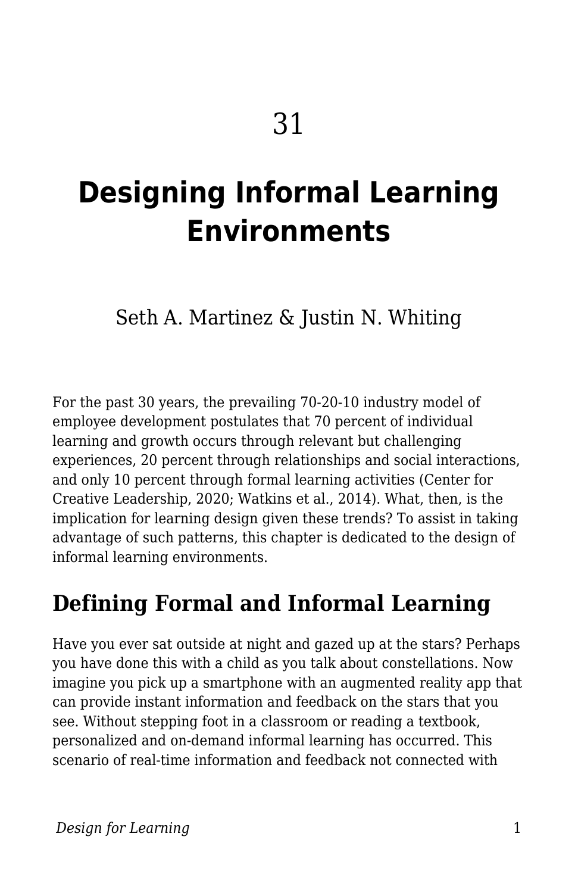# 31

# Designing Informal Learning Environments

Seth A. Martinez & Justin N. Whiting

For the past 30 years, the prevailing 70-20-10 industry model of employee development postulates that 70 percent of individual learning and growth occurs through relevant but challenging experiences, 20 percent through relationships and social interactions, and only 10 percent through formal learning activities (Center for Creative Leadership, 2020; Watkins et al., 2014). What, then, is the implication for learning design given these trends? To assist in taking advantage of such patterns, this chapter is dedicated to the design of informal learning environments.

## Defining Formal and Informal Learning

Have you ever sat outside at night and gazed up at the stars? Perhaps you have done this with a child as you talk about constellations. Now imagine you pick up a smartphone with an augmented reality app that can provide instant information and feedback on the stars that you see. Without stepping foot in a classroom or reading a textbook, personalized and on-demand informal learning has occurred. This scenario of real-time information and feedback not connected with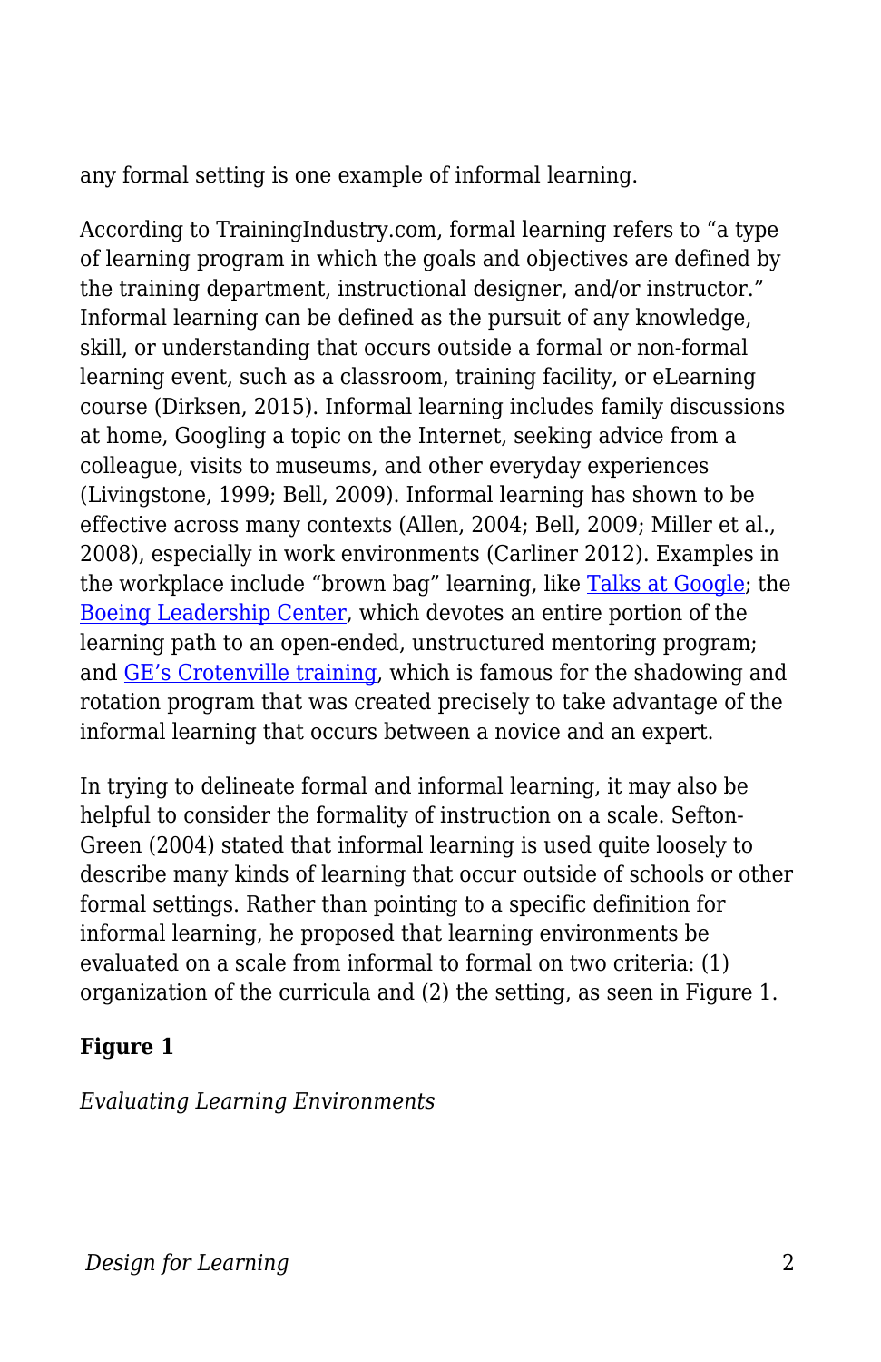any formal setting is one example of informal learning.

According to TrainingIndustry.com, formal learning refers to "a type of learning program in which the goals and objectives are defined by the training department, instructional designer, and/or instructor." Informal learning can be defined as the pursuit of any knowledge, skill, or understanding that occurs outside a formal or non-formal learning event, such as a classroom, training facility, or eLearning course (Dirksen, 2015). Informal learning includes family discussions at home, Googling a topic on the Internet, seeking advice from a colleague, visits to museums, and other everyday experiences (Livingstone, 1999; Bell, 2009). Informal learning has shown to be effective across many contexts (Allen, 2004; Bell, 2009; Miller et al., 2008), especially in work environments (Carliner 2012). Examples in the workplace include "brown bag" learning, like Talks at Google; the Boeing Leadership Center, which devotes an entire portion of the learning path to an open-ended, unstructured mentoring program; and GE's Crotenville training, which is famous for the shadowing and rotation program that was created precisely to take advantage of the informal learning that occurs between a novice and an expert.

In trying to delineate formal and informal learning, it may also be helpful to consider the formality of instruction on a scale. Sefton-Green (2004) stated that informal learning is used quite loosely to describe many kinds of learning that occur outside of schools or other formal settings. Rather than pointing to a specific definition for informal learning, he proposed that learning environments be evaluated on a scale from informal to formal on two criteria: (1) organization of the curricula and (2) the setting, as seen in Figure 1.

**Figure 1**

*Evaluating Learning Environments*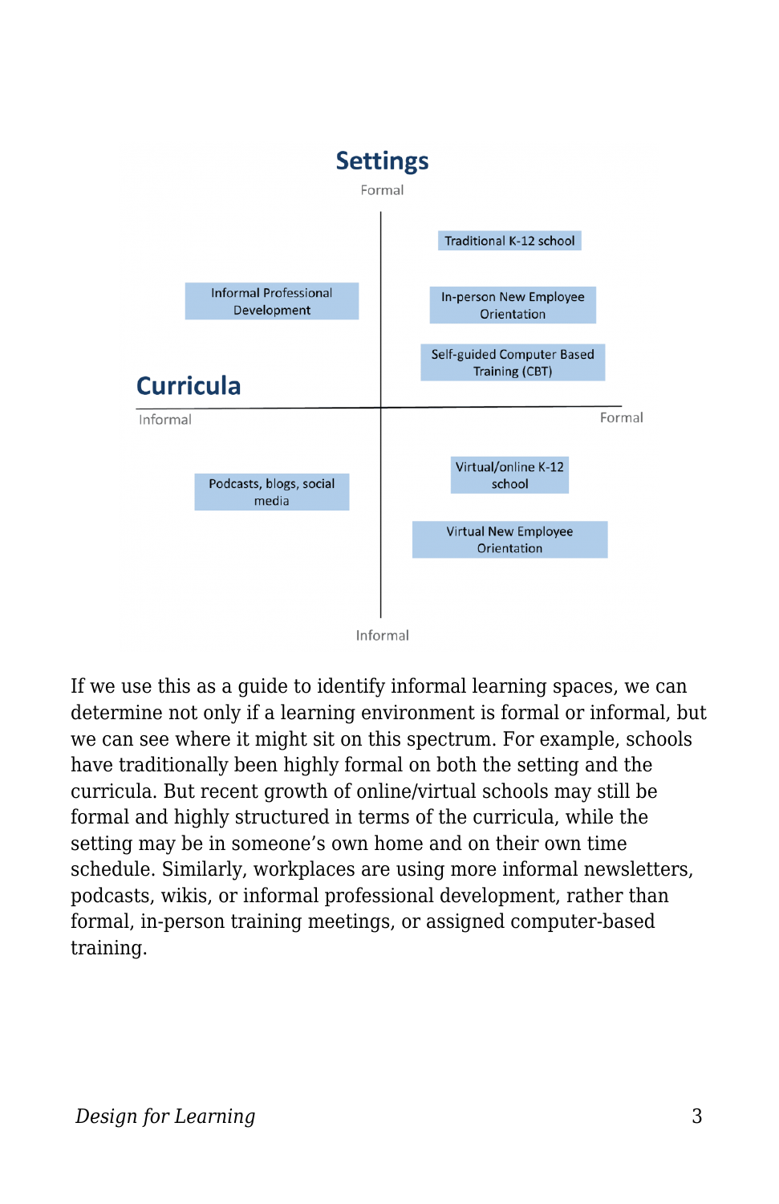**Settings**

| | Curricula: Informal | Curricula: Formal |
|---|---|---|
| **Settings: Formal** | Informal Professional Development | Traditional K-12 school; In-person New Employee Orientation; Self-guided Computer Based Training (CBT) |
| **Settings: Informal** | Podcasts, blogs, social media | Virtual/online K-12 school; Virtual New Employee Orientation |

If we use this as a guide to identify informal learning spaces, we can determine not only if a learning environment is formal or informal, but we can see where it might sit on this spectrum. For example, schools have traditionally been highly formal on both the setting and the curricula. But recent growth of online/virtual schools may still be formal and highly structured in terms of the curricula, while the setting may be in someone's own home and on their own time schedule. Similarly, workplaces are using more informal newsletters, podcasts, wikis, or informal professional development, rather than formal, in-person training meetings, or assigned computer-based training.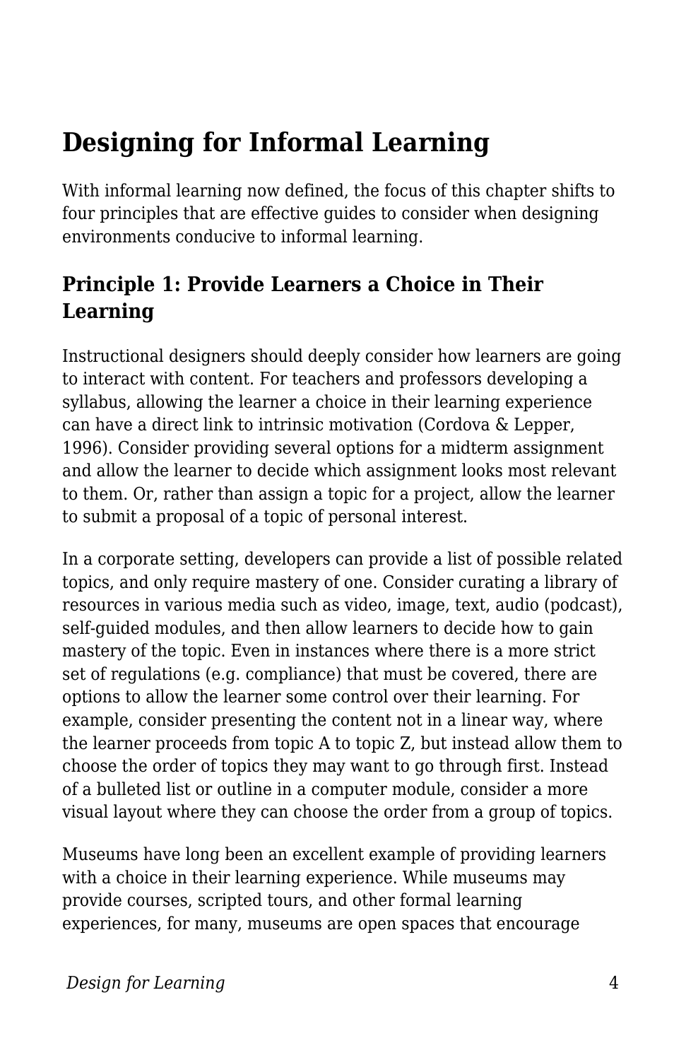## Designing for Informal Learning

With informal learning now defined, the focus of this chapter shifts to four principles that are effective guides to consider when designing environments conducive to informal learning.

### Principle 1: Provide Learners a Choice in Their Learning

Instructional designers should deeply consider how learners are going to interact with content. For teachers and professors developing a syllabus, allowing the learner a choice in their learning experience can have a direct link to intrinsic motivation (Cordova & Lepper, 1996). Consider providing several options for a midterm assignment and allow the learner to decide which assignment looks most relevant to them. Or, rather than assign a topic for a project, allow the learner to submit a proposal of a topic of personal interest.

In a corporate setting, developers can provide a list of possible related topics, and only require mastery of one. Consider curating a library of resources in various media such as video, image, text, audio (podcast), self-guided modules, and then allow learners to decide how to gain mastery of the topic. Even in instances where there is a more strict set of regulations (e.g. compliance) that must be covered, there are options to allow the learner some control over their learning. For example, consider presenting the content not in a linear way, where the learner proceeds from topic A to topic Z, but instead allow them to choose the order of topics they may want to go through first. Instead of a bulleted list or outline in a computer module, consider a more visual layout where they can choose the order from a group of topics.

Museums have long been an excellent example of providing learners with a choice in their learning experience. While museums may provide courses, scripted tours, and other formal learning experiences, for many, museums are open spaces that encourage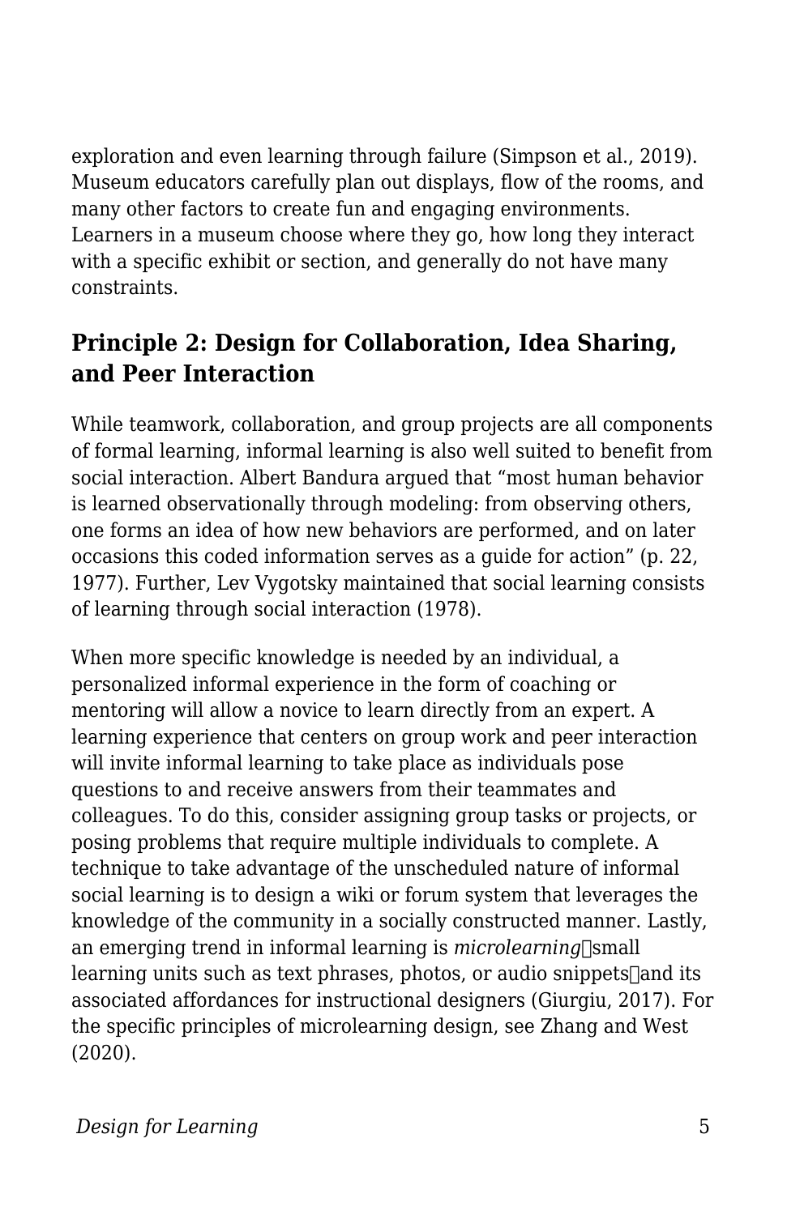exploration and even learning through failure (Simpson et al., 2019). Museum educators carefully plan out displays, flow of the rooms, and many other factors to create fun and engaging environments. Learners in a museum choose where they go, how long they interact with a specific exhibit or section, and generally do not have many constraints.

## Principle 2: Design for Collaboration, Idea Sharing, and Peer Interaction

While teamwork, collaboration, and group projects are all components of formal learning, informal learning is also well suited to benefit from social interaction. Albert Bandura argued that "most human behavior is learned observationally through modeling: from observing others, one forms an idea of how new behaviors are performed, and on later occasions this coded information serves as a guide for action" (p. 22, 1977). Further, Lev Vygotsky maintained that social learning consists of learning through social interaction (1978).

When more specific knowledge is needed by an individual, a personalized informal experience in the form of coaching or mentoring will allow a novice to learn directly from an expert. A learning experience that centers on group work and peer interaction will invite informal learning to take place as individuals pose questions to and receive answers from their teammates and colleagues. To do this, consider assigning group tasks or projects, or posing problems that require multiple individuals to complete. A technique to take advantage of the unscheduled nature of informal social learning is to design a wiki or forum system that leverages the knowledge of the community in a socially constructed manner. Lastly, an emerging trend in informal learning is *microlearning*—small learning units such as text phrases, photos, or audio snippets—and its associated affordances for instructional designers (Giurgiu, 2017). For the specific principles of microlearning design, see Zhang and West (2020).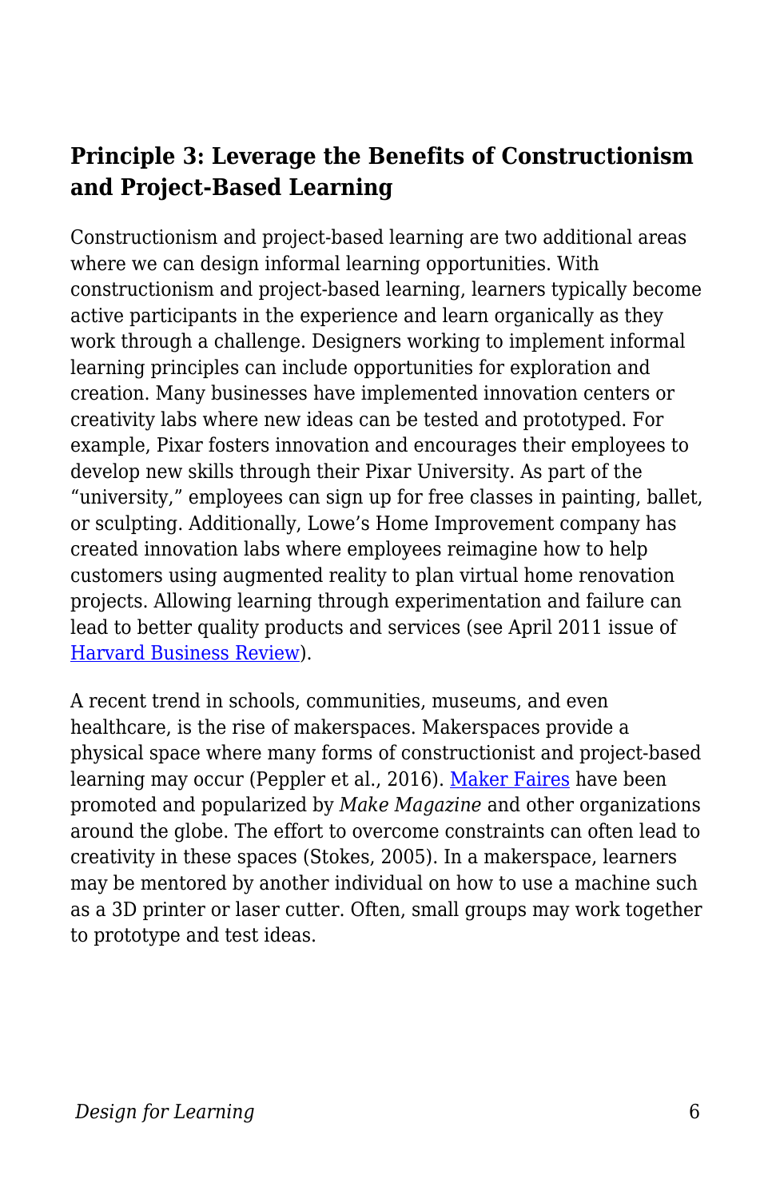## Principle 3: Leverage the Benefits of Constructionism and Project-Based Learning

Constructionism and project-based learning are two additional areas where we can design informal learning opportunities. With constructionism and project-based learning, learners typically become active participants in the experience and learn organically as they work through a challenge. Designers working to implement informal learning principles can include opportunities for exploration and creation. Many businesses have implemented innovation centers or creativity labs where new ideas can be tested and prototyped. For example, Pixar fosters innovation and encourages their employees to develop new skills through their Pixar University. As part of the "university," employees can sign up for free classes in painting, ballet, or sculpting. Additionally, Lowe's Home Improvement company has created innovation labs where employees reimagine how to help customers using augmented reality to plan virtual home renovation projects. Allowing learning through experimentation and failure can lead to better quality products and services (see April 2011 issue of Harvard Business Review).

A recent trend in schools, communities, museums, and even healthcare, is the rise of makerspaces. Makerspaces provide a physical space where many forms of constructionist and project-based learning may occur (Peppler et al., 2016). Maker Faires have been promoted and popularized by *Make Magazine* and other organizations around the globe. The effort to overcome constraints can often lead to creativity in these spaces (Stokes, 2005). In a makerspace, learners may be mentored by another individual on how to use a machine such as a 3D printer or laser cutter. Often, small groups may work together to prototype and test ideas.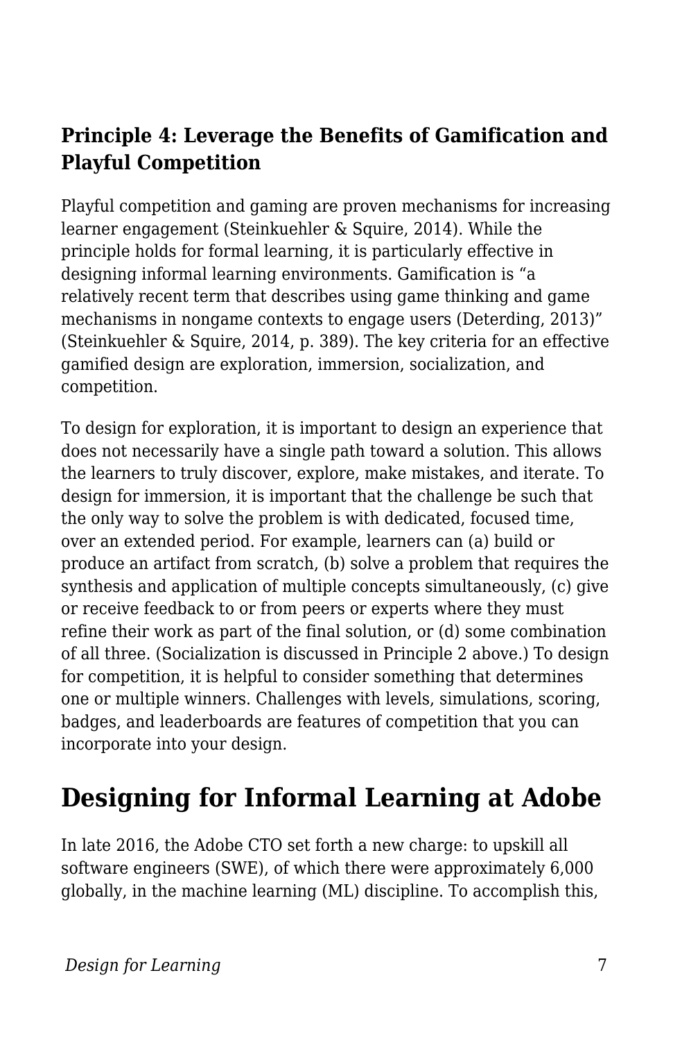### Principle 4: Leverage the Benefits of Gamification and Playful Competition

Playful competition and gaming are proven mechanisms for increasing learner engagement (Steinkuehler & Squire, 2014). While the principle holds for formal learning, it is particularly effective in designing informal learning environments. Gamification is "a relatively recent term that describes using game thinking and game mechanisms in nongame contexts to engage users (Deterding, 2013)" (Steinkuehler & Squire, 2014, p. 389). The key criteria for an effective gamified design are exploration, immersion, socialization, and competition.

To design for exploration, it is important to design an experience that does not necessarily have a single path toward a solution. This allows the learners to truly discover, explore, make mistakes, and iterate. To design for immersion, it is important that the challenge be such that the only way to solve the problem is with dedicated, focused time, over an extended period. For example, learners can (a) build or produce an artifact from scratch, (b) solve a problem that requires the synthesis and application of multiple concepts simultaneously, (c) give or receive feedback to or from peers or experts where they must refine their work as part of the final solution, or (d) some combination of all three. (Socialization is discussed in Principle 2 above.) To design for competition, it is helpful to consider something that determines one or multiple winners. Challenges with levels, simulations, scoring, badges, and leaderboards are features of competition that you can incorporate into your design.

## Designing for Informal Learning at Adobe

In late 2016, the Adobe CTO set forth a new charge: to upskill all software engineers (SWE), of which there were approximately 6,000 globally, in the machine learning (ML) discipline. To accomplish this,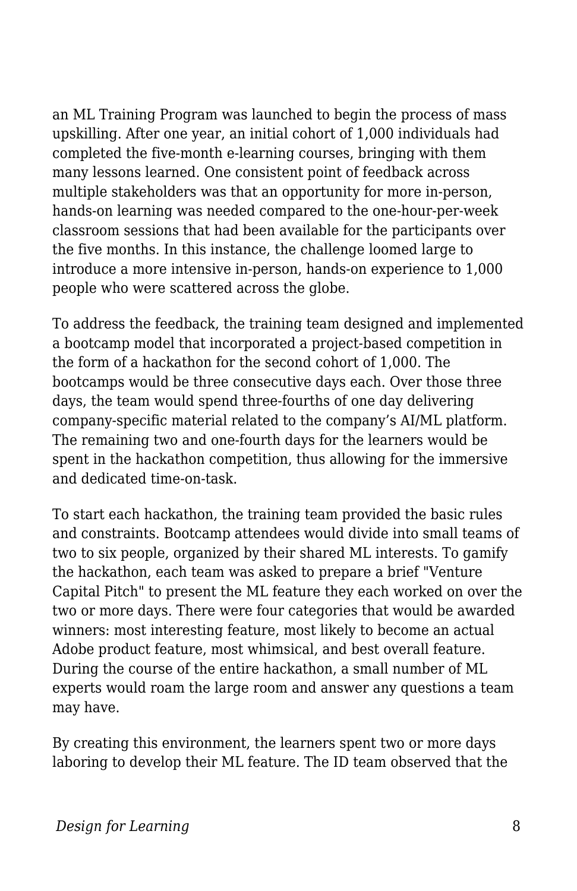an ML Training Program was launched to begin the process of mass upskilling. After one year, an initial cohort of 1,000 individuals had completed the five-month e-learning courses, bringing with them many lessons learned. One consistent point of feedback across multiple stakeholders was that an opportunity for more in-person, hands-on learning was needed compared to the one-hour-per-week classroom sessions that had been available for the participants over the five months. In this instance, the challenge loomed large to introduce a more intensive in-person, hands-on experience to 1,000 people who were scattered across the globe.

To address the feedback, the training team designed and implemented a bootcamp model that incorporated a project-based competition in the form of a hackathon for the second cohort of 1,000. The bootcamps would be three consecutive days each. Over those three days, the team would spend three-fourths of one day delivering company-specific material related to the company's AI/ML platform. The remaining two and one-fourth days for the learners would be spent in the hackathon competition, thus allowing for the immersive and dedicated time-on-task.

To start each hackathon, the training team provided the basic rules and constraints. Bootcamp attendees would divide into small teams of two to six people, organized by their shared ML interests. To gamify the hackathon, each team was asked to prepare a brief "Venture Capital Pitch" to present the ML feature they each worked on over the two or more days. There were four categories that would be awarded winners: most interesting feature, most likely to become an actual Adobe product feature, most whimsical, and best overall feature. During the course of the entire hackathon, a small number of ML experts would roam the large room and answer any questions a team may have.

By creating this environment, the learners spent two or more days laboring to develop their ML feature. The ID team observed that the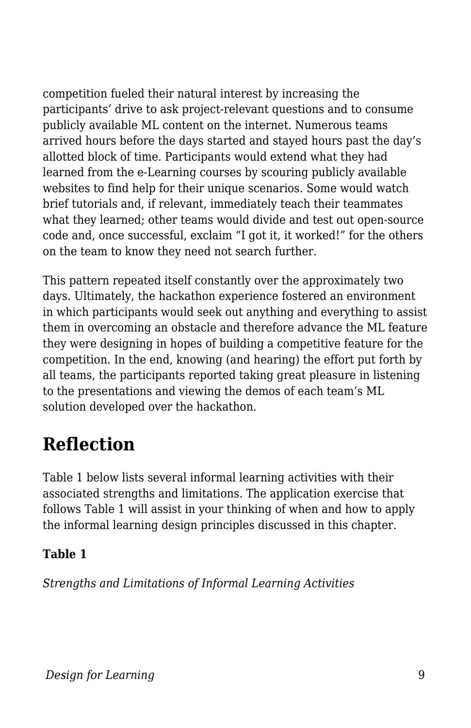competition fueled their natural interest by increasing the participants' drive to ask project-relevant questions and to consume publicly available ML content on the internet. Numerous teams arrived hours before the days started and stayed hours past the day's allotted block of time. Participants would extend what they had learned from the e-Learning courses by scouring publicly available websites to find help for their unique scenarios. Some would watch brief tutorials and, if relevant, immediately teach their teammates what they learned; other teams would divide and test out open-source code and, once successful, exclaim "I got it, it worked!" for the others on the team to know they need not search further.

This pattern repeated itself constantly over the approximately two days. Ultimately, the hackathon experience fostered an environment in which participants would seek out anything and everything to assist them in overcoming an obstacle and therefore advance the ML feature they were designing in hopes of building a competitive feature for the competition. In the end, knowing (and hearing) the effort put forth by all teams, the participants reported taking great pleasure in listening to the presentations and viewing the demos of each team's ML solution developed over the hackathon.

## Reflection

Table 1 below lists several informal learning activities with their associated strengths and limitations. The application exercise that follows Table 1 will assist in your thinking of when and how to apply the informal learning design principles discussed in this chapter.

**Table 1**

*Strengths and Limitations of Informal Learning Activities*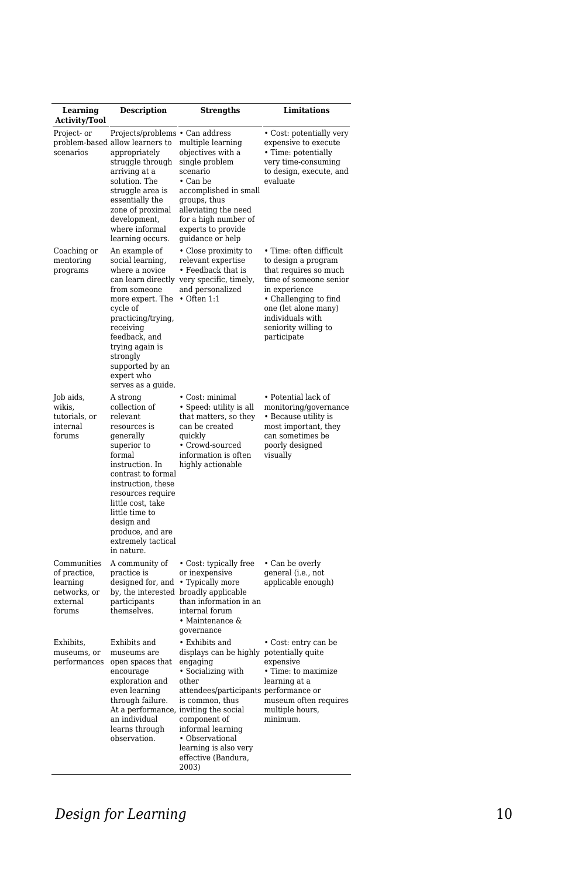| Learning Activity/Tool | Description | Strengths | Limitations |
|---|---|---|---|
| Project- or problem-based scenarios | Projects/problems allow learners to appropriately struggle through arriving at a solution. The struggle area is essentially the zone of proximal development, where informal learning occurs. | • Can address multiple learning objectives with a single problem scenario<br>• Can be accomplished in small groups, thus alleviating the need for a high number of experts to provide guidance or help | • Cost: potentially very expensive to execute<br>• Time: potentially very time-consuming to design, execute, and evaluate |
| Coaching or mentoring programs | An example of social learning, where a novice can learn directly from someone more expert. The cycle of practicing/trying, receiving feedback, and trying again is strongly supported by an expert who serves as a guide. | • Close proximity to relevant expertise<br>• Feedback that is very specific, timely, and personalized<br>• Often 1:1 | • Time: often difficult to design a program that requires so much time of someone senior in experience<br>• Challenging to find one (let alone many) individuals with seniority willing to participate |
| Job aids, wikis, tutorials, or internal forums | A strong collection of relevant resources is generally superior to formal instruction. In contrast to formal instruction, these resources require little cost, take little time to design and produce, and are extremely tactical in nature. | • Cost: minimal<br>• Speed: utility is all that matters, so they can be created quickly<br>• Crowd-sourced information is often highly actionable | • Potential lack of monitoring/governance<br>• Because utility is most important, they can sometimes be poorly designed visually |
| Communities of practice, learning networks, or external forums | A community of practice is designed for, and by, the interested participants themselves. | • Cost: typically free or inexpensive<br>• Typically more broadly applicable than information in an internal forum<br>• Maintenance & governance | • Can be overly general (i.e., not applicable enough) |
| Exhibits, museums, or performances | Exhibits and museums are open spaces that encourage exploration and even learning through failure. At a performance, an individual learns through observation. | • Exhibits and displays can be highly engaging<br>• Socializing with other attendees/participants is common, thus inviting the social component of informal learning<br>• Observational learning is also very effective (Bandura, 2003) | • Cost: entry can be potentially quite expensive<br>• Time: to maximize learning at a performance or museum often requires multiple hours, minimum. |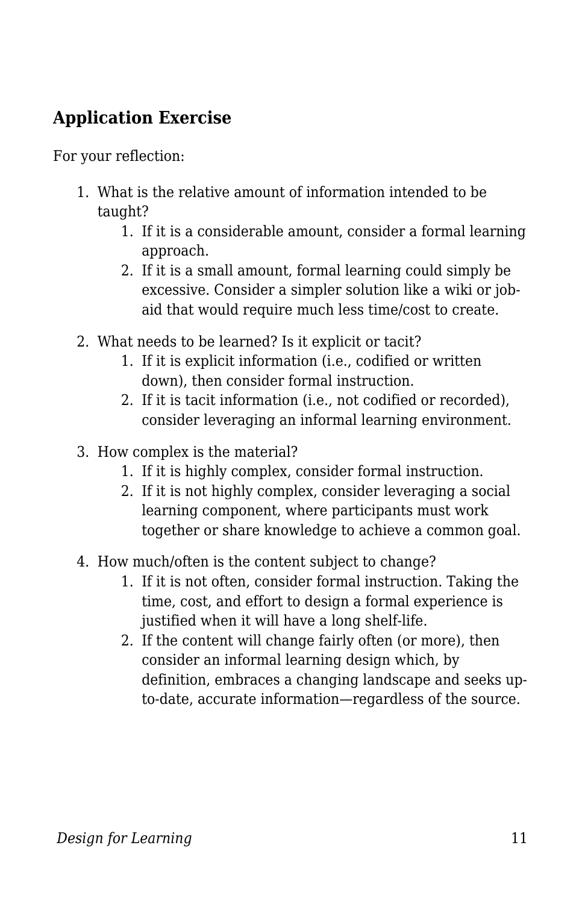## Application Exercise

For your reflection:

1. What is the relative amount of information intended to be taught?
    1. If it is a considerable amount, consider a formal learning approach.
    2. If it is a small amount, formal learning could simply be excessive. Consider a simpler solution like a wiki or job-aid that would require much less time/cost to create.
2. What needs to be learned? Is it explicit or tacit?
    1. If it is explicit information (i.e., codified or written down), then consider formal instruction.
    2. If it is tacit information (i.e., not codified or recorded), consider leveraging an informal learning environment.
3. How complex is the material?
    1. If it is highly complex, consider formal instruction.
    2. If it is not highly complex, consider leveraging a social learning component, where participants must work together or share knowledge to achieve a common goal.
4. How much/often is the content subject to change?
    1. If it is not often, consider formal instruction. Taking the time, cost, and effort to design a formal experience is justified when it will have a long shelf-life.
    2. If the content will change fairly often (or more), then consider an informal learning design which, by definition, embraces a changing landscape and seeks up-to-date, accurate information—regardless of the source.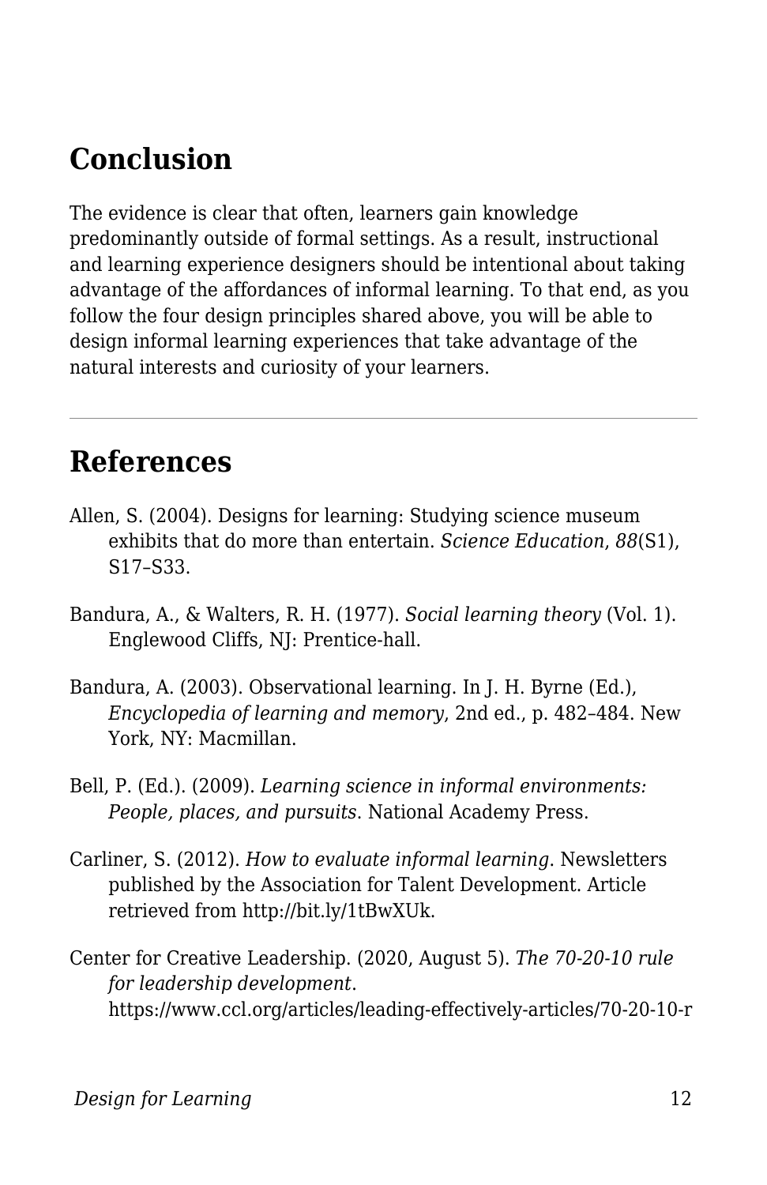## Conclusion

The evidence is clear that often, learners gain knowledge predominantly outside of formal settings. As a result, instructional and learning experience designers should be intentional about taking advantage of the affordances of informal learning. To that end, as you follow the four design principles shared above, you will be able to design informal learning experiences that take advantage of the natural interests and curiosity of your learners.

---

## References

Allen, S. (2004). Designs for learning: Studying science museum exhibits that do more than entertain. *Science Education*, *88*(S1), S17–S33.

Bandura, A., & Walters, R. H. (1977). *Social learning theory* (Vol. 1). Englewood Cliffs, NJ: Prentice-hall.

Bandura, A. (2003). Observational learning. In J. H. Byrne (Ed.), *Encyclopedia of learning and memory*, 2nd ed., p. 482–484. New York, NY: Macmillan.

Bell, P. (Ed.). (2009). *Learning science in informal environments: People, places, and pursuits*. National Academy Press.

Carliner, S. (2012). *How to evaluate informal learning*. Newsletters published by the Association for Talent Development. Article retrieved from http://bit.ly/1tBwXUk.

Center for Creative Leadership. (2020, August 5). *The 70-20-10 rule for leadership development*. https://www.ccl.org/articles/leading-effectively-articles/70-20-10-r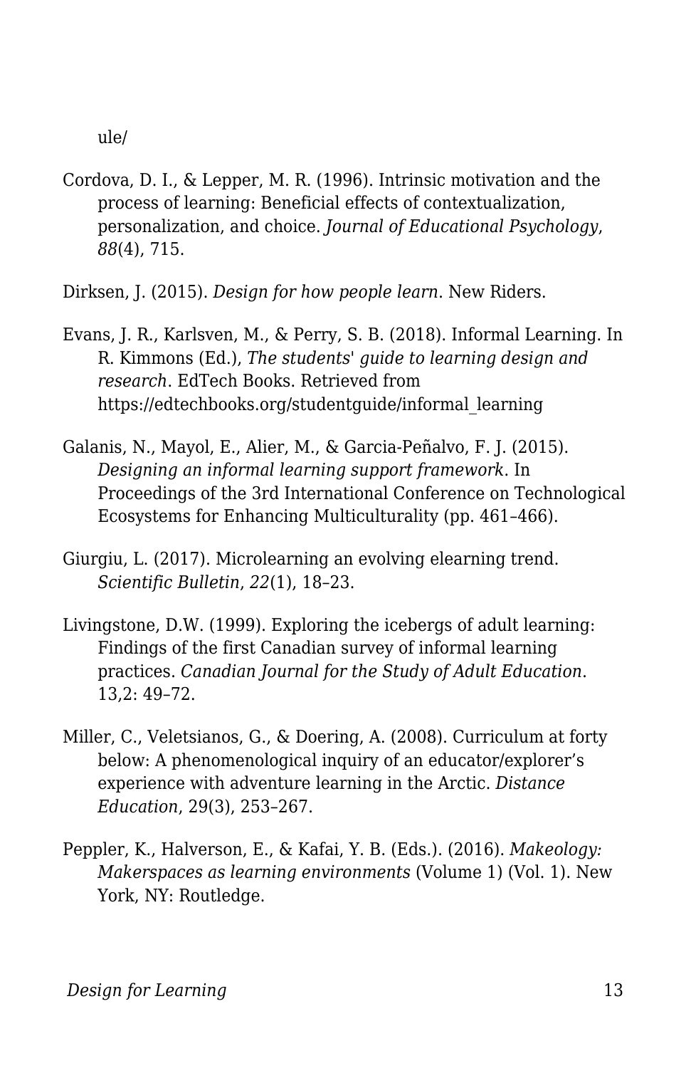ule/

Cordova, D. I., & Lepper, M. R. (1996). Intrinsic motivation and the process of learning: Beneficial effects of contextualization, personalization, and choice. *Journal of Educational Psychology*, *88*(4), 715.

Dirksen, J. (2015). *Design for how people learn*. New Riders.

Evans, J. R., Karlsven, M., & Perry, S. B. (2018). Informal Learning. In R. Kimmons (Ed.), *The students' guide to learning design and research*. EdTech Books. Retrieved from https://edtechbooks.org/studentguide/informal_learning

Galanis, N., Mayol, E., Alier, M., & Garcia-Peñalvo, F. J. (2015). *Designing an informal learning support framework*. In Proceedings of the 3rd International Conference on Technological Ecosystems for Enhancing Multiculturality (pp. 461–466).

Giurgiu, L. (2017). Microlearning an evolving elearning trend. *Scientific Bulletin*, *22*(1), 18–23.

Livingstone, D.W. (1999). Exploring the icebergs of adult learning: Findings of the first Canadian survey of informal learning practices. *Canadian Journal for the Study of Adult Education*. 13,2: 49–72.

Miller, C., Veletsianos, G., & Doering, A. (2008). Curriculum at forty below: A phenomenological inquiry of an educator/explorer's experience with adventure learning in the Arctic. *Distance Education*, 29(3), 253–267.

Peppler, K., Halverson, E., & Kafai, Y. B. (Eds.). (2016). *Makeology: Makerspaces as learning environments* (Volume 1) (Vol. 1). New York, NY: Routledge.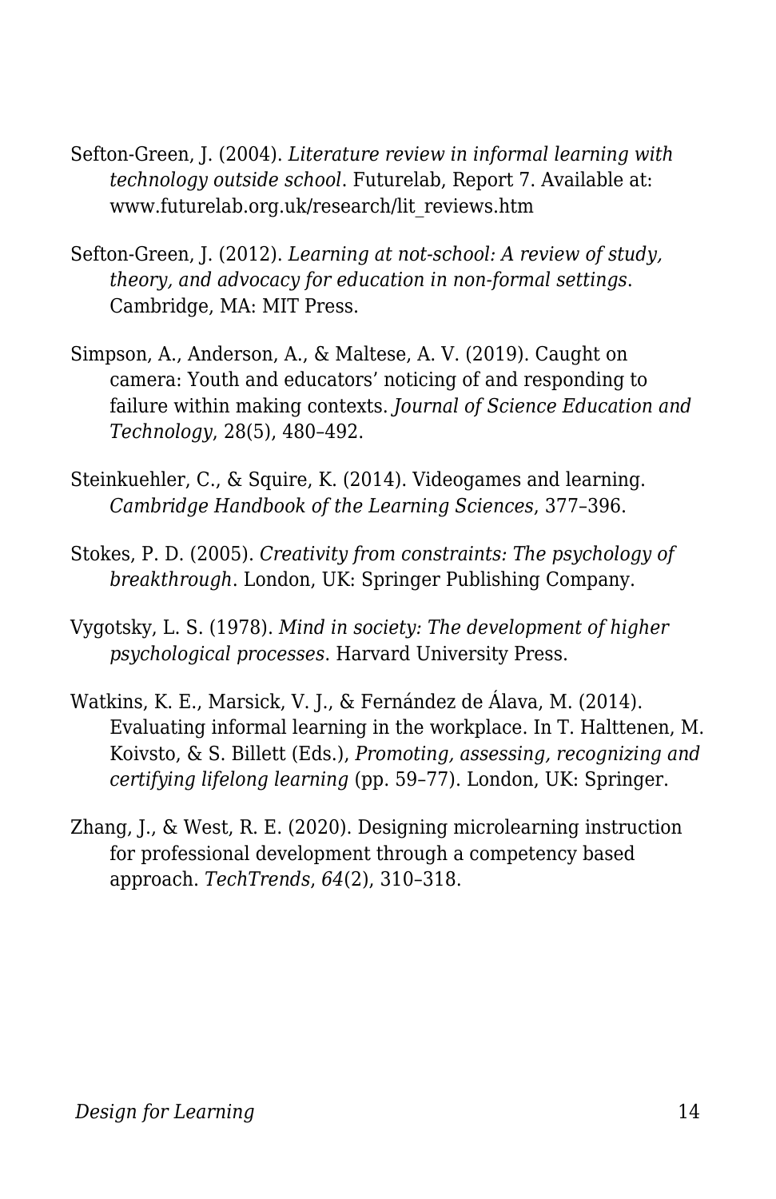Sefton-Green, J. (2004). *Literature review in informal learning with technology outside school*. Futurelab, Report 7. Available at: www.futurelab.org.uk/research/lit_reviews.htm

Sefton-Green, J. (2012). *Learning at not-school: A review of study, theory, and advocacy for education in non-formal settings*. Cambridge, MA: MIT Press.

Simpson, A., Anderson, A., & Maltese, A. V. (2019). Caught on camera: Youth and educators' noticing of and responding to failure within making contexts. *Journal of Science Education and Technology*, 28(5), 480–492.

Steinkuehler, C., & Squire, K. (2014). Videogames and learning. *Cambridge Handbook of the Learning Sciences*, 377–396.

Stokes, P. D. (2005). *Creativity from constraints: The psychology of breakthrough*. London, UK: Springer Publishing Company.

Vygotsky, L. S. (1978). *Mind in society: The development of higher psychological processes*. Harvard University Press.

Watkins, K. E., Marsick, V. J., & Fernández de Álava, M. (2014). Evaluating informal learning in the workplace. In T. Halttenen, M. Koivsto, & S. Billett (Eds.), *Promoting, assessing, recognizing and certifying lifelong learning* (pp. 59–77). London, UK: Springer.

Zhang, J., & West, R. E. (2020). Designing microlearning instruction for professional development through a competency based approach. *TechTrends*, *64*(2), 310–318.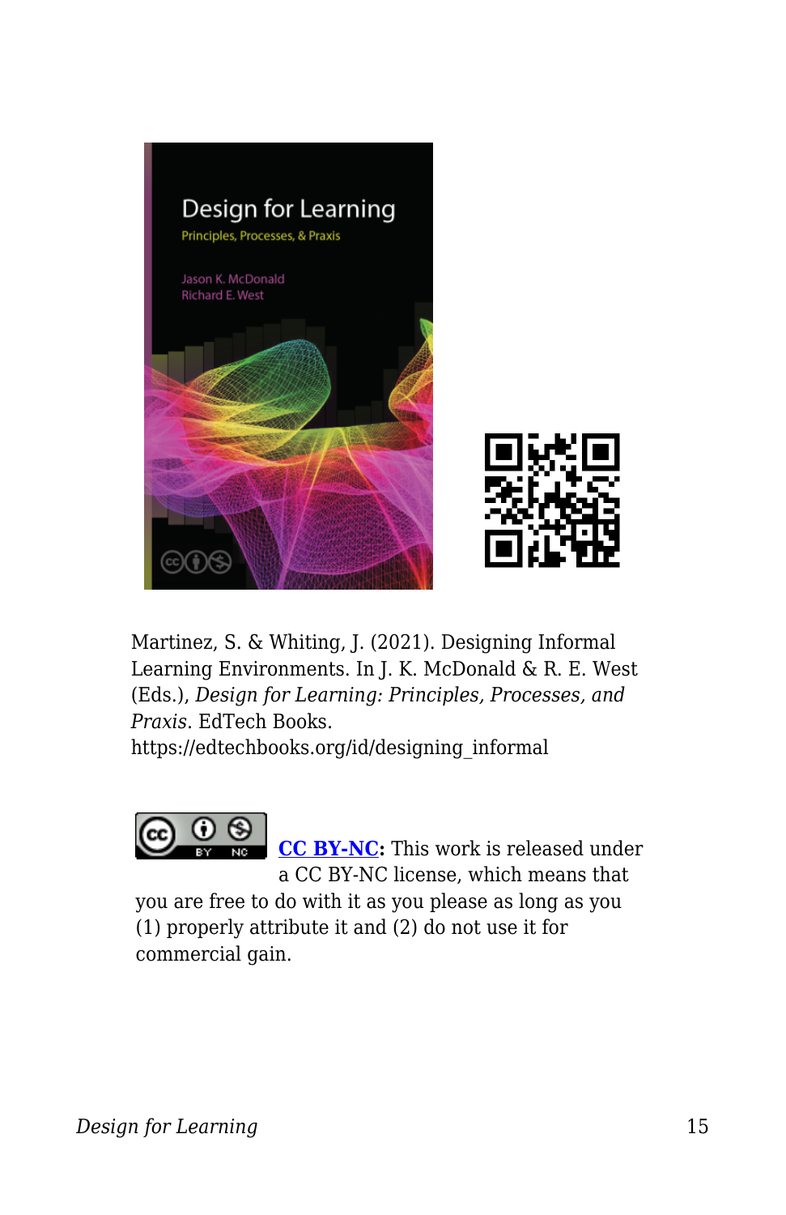Martinez, S. & Whiting, J. (2021). Designing Informal Learning Environments. In J. K. McDonald & R. E. West (Eds.), *Design for Learning: Principles, Processes, and Praxis*. EdTech Books. https://edtechbooks.org/id/designing_informal

**CC BY-NC:** This work is released under a CC BY-NC license, which means that you are free to do with it as you please as long as you (1) properly attribute it and (2) do not use it for commercial gain.